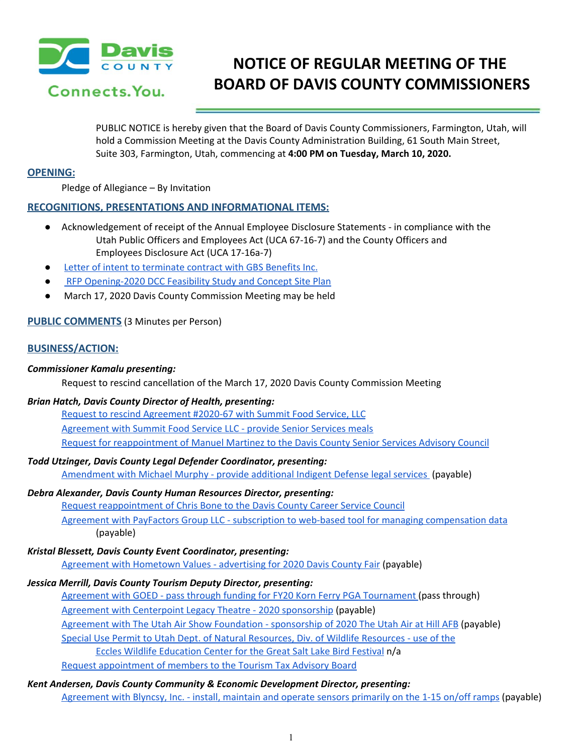# NOTICE OF REGULAR MEETING OF THE BOARD OF DAVIS COUNTY COMMISSIONERS

Davis County Connects. You.

PUBLIC NOTICE is hereby given that the Board of Davis County Commissioners, Farmington, Utah, will hold a Commission Meeting at the Davis County Administration Building, 61 South Main Street, Suite 303, Farmington, Utah, commencing at **4:00 PM on Tuesday, March 10, 2020.**

## OPENING:

Pledge of Allegiance – By Invitation

## RECOGNITIONS, PRESENTATIONS AND INFORMATIONAL ITEMS:

- Acknowledgement of receipt of the Annual Employee Disclosure Statements - in compliance with the Utah Public Officers and Employees Act (UCA 67-16-7) and the County Officers and Employees Disclosure Act (UCA 17-16a-7)
- Letter of intent to terminate contract with GBS Benefits Inc.
- RFP Opening-2020 DCC Feasibility Study and Concept Site Plan
- March 17, 2020 Davis County Commission Meeting may be held

## PUBLIC COMMENTS (3 Minutes per Person)

## BUSINESS/ACTION:

***Commissioner Kamalu presenting:***

Request to rescind cancellation of the March 17, 2020 Davis County Commission Meeting

***Brian Hatch, Davis County Director of Health, presenting:***

Request to rescind Agreement #2020-67 with Summit Food Service, LLC

Agreement with Summit Food Service LLC - provide Senior Services meals

Request for reappointment of Manuel Martinez to the Davis County Senior Services Advisory Council

***Todd Utzinger, Davis County Legal Defender Coordinator, presenting:***

Amendment with Michael Murphy - provide additional Indigent Defense legal services (payable)

***Debra Alexander, Davis County Human Resources Director, presenting:***

Request reappointment of Chris Bone to the Davis County Career Service Council

Agreement with PayFactors Group LLC - subscription to web-based tool for managing compensation data (payable)

***Kristal Blessett, Davis County Event Coordinator, presenting:***

Agreement with Hometown Values - advertising for 2020 Davis County Fair (payable)

***Jessica Merrill, Davis County Tourism Deputy Director, presenting:***

Agreement with GOED - pass through funding for FY20 Korn Ferry PGA Tournament (pass through)

Agreement with Centerpoint Legacy Theatre - 2020 sponsorship (payable)

Agreement with The Utah Air Show Foundation - sponsorship of 2020 The Utah Air at Hill AFB (payable)

Special Use Permit to Utah Dept. of Natural Resources, Div. of Wildlife Resources - use of the Eccles Wildlife Education Center for the Great Salt Lake Bird Festival n/a

Request appointment of members to the Tourism Tax Advisory Board

***Kent Andersen, Davis County Community & Economic Development Director, presenting:***

Agreement with Blyncsy, Inc. - install, maintain and operate sensors primarily on the 1-15 on/off ramps (payable)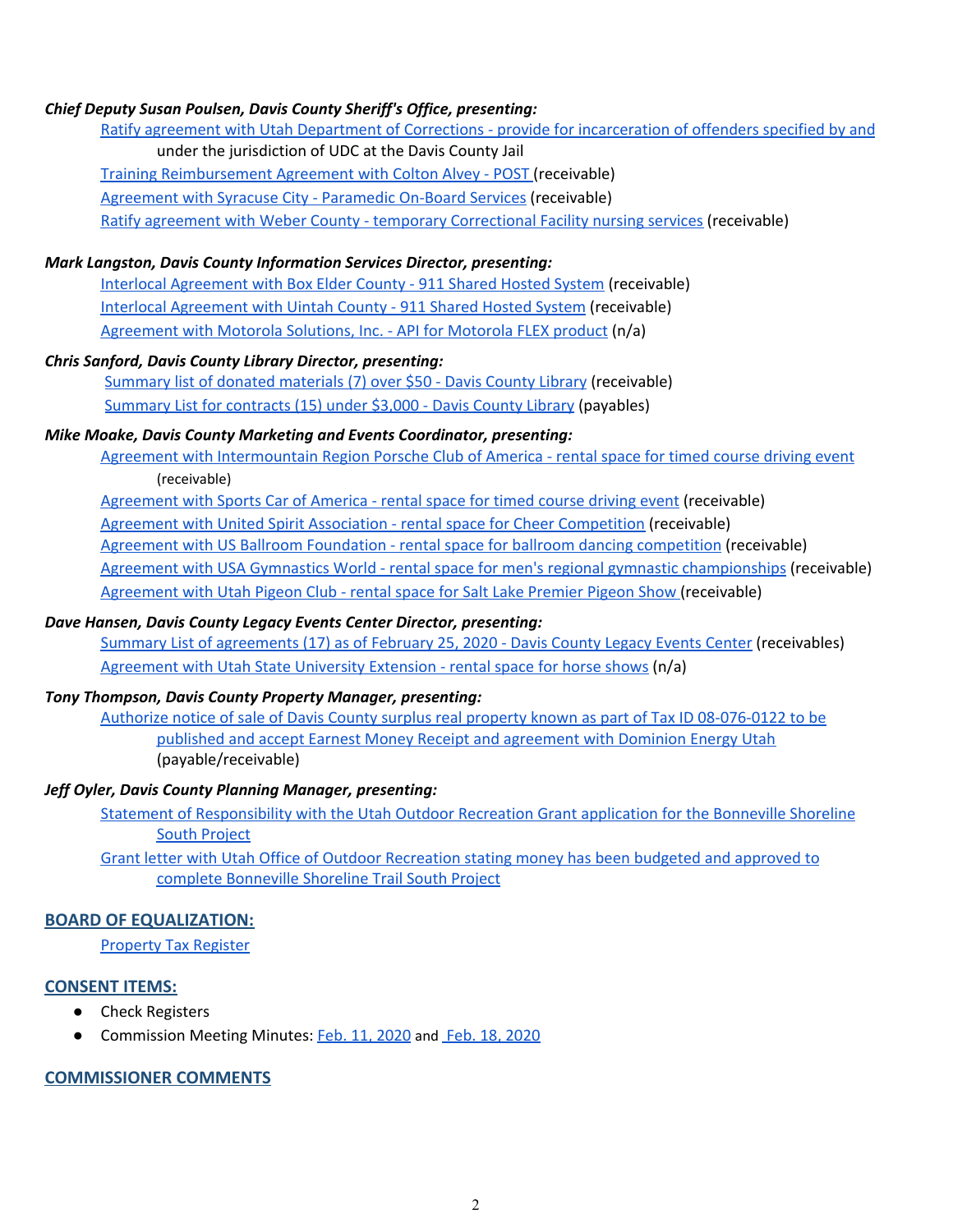***Chief Deputy Susan Poulsen, Davis County Sheriff's Office, presenting:***

Ratify agreement with Utah Department of Corrections - provide for incarceration of offenders specified by and under the jurisdiction of UDC at the Davis County Jail

Training Reimbursement Agreement with Colton Alvey - POST (receivable)

Agreement with Syracuse City - Paramedic On-Board Services (receivable)

Ratify agreement with Weber County - temporary Correctional Facility nursing services (receivable)

***Mark Langston, Davis County Information Services Director, presenting:***

Interlocal Agreement with Box Elder County - 911 Shared Hosted System (receivable)

Interlocal Agreement with Uintah County - 911 Shared Hosted System (receivable)

Agreement with Motorola Solutions, Inc. - API for Motorola FLEX product (n/a)

***Chris Sanford, Davis County Library Director, presenting:***

Summary list of donated materials (7) over $50 - Davis County Library (receivable)

Summary List for contracts (15) under $3,000 - Davis County Library (payables)

***Mike Moake, Davis County Marketing and Events Coordinator, presenting:***

Agreement with Intermountain Region Porsche Club of America - rental space for timed course driving event (receivable)

Agreement with Sports Car of America - rental space for timed course driving event (receivable)

Agreement with United Spirit Association - rental space for Cheer Competition (receivable)

Agreement with US Ballroom Foundation - rental space for ballroom dancing competition (receivable)

Agreement with USA Gymnastics World - rental space for men's regional gymnastic championships (receivable)

Agreement with Utah Pigeon Club - rental space for Salt Lake Premier Pigeon Show (receivable)

***Dave Hansen, Davis County Legacy Events Center Director, presenting:***

Summary List of agreements (17) as of February 25, 2020 - Davis County Legacy Events Center (receivables)

Agreement with Utah State University Extension - rental space for horse shows (n/a)

***Tony Thompson, Davis County Property Manager, presenting:***

Authorize notice of sale of Davis County surplus real property known as part of Tax ID 08-076-0122 to be published and accept Earnest Money Receipt and agreement with Dominion Energy Utah (payable/receivable)

***Jeff Oyler, Davis County Planning Manager, presenting:***

Statement of Responsibility with the Utah Outdoor Recreation Grant application for the Bonneville Shoreline South Project

Grant letter with Utah Office of Outdoor Recreation stating money has been budgeted and approved to complete Bonneville Shoreline Trail South Project

## BOARD OF EQUALIZATION:

Property Tax Register

## CONSENT ITEMS:

- Check Registers
- Commission Meeting Minutes: Feb. 11, 2020 and Feb. 18, 2020

## COMMISSIONER COMMENTS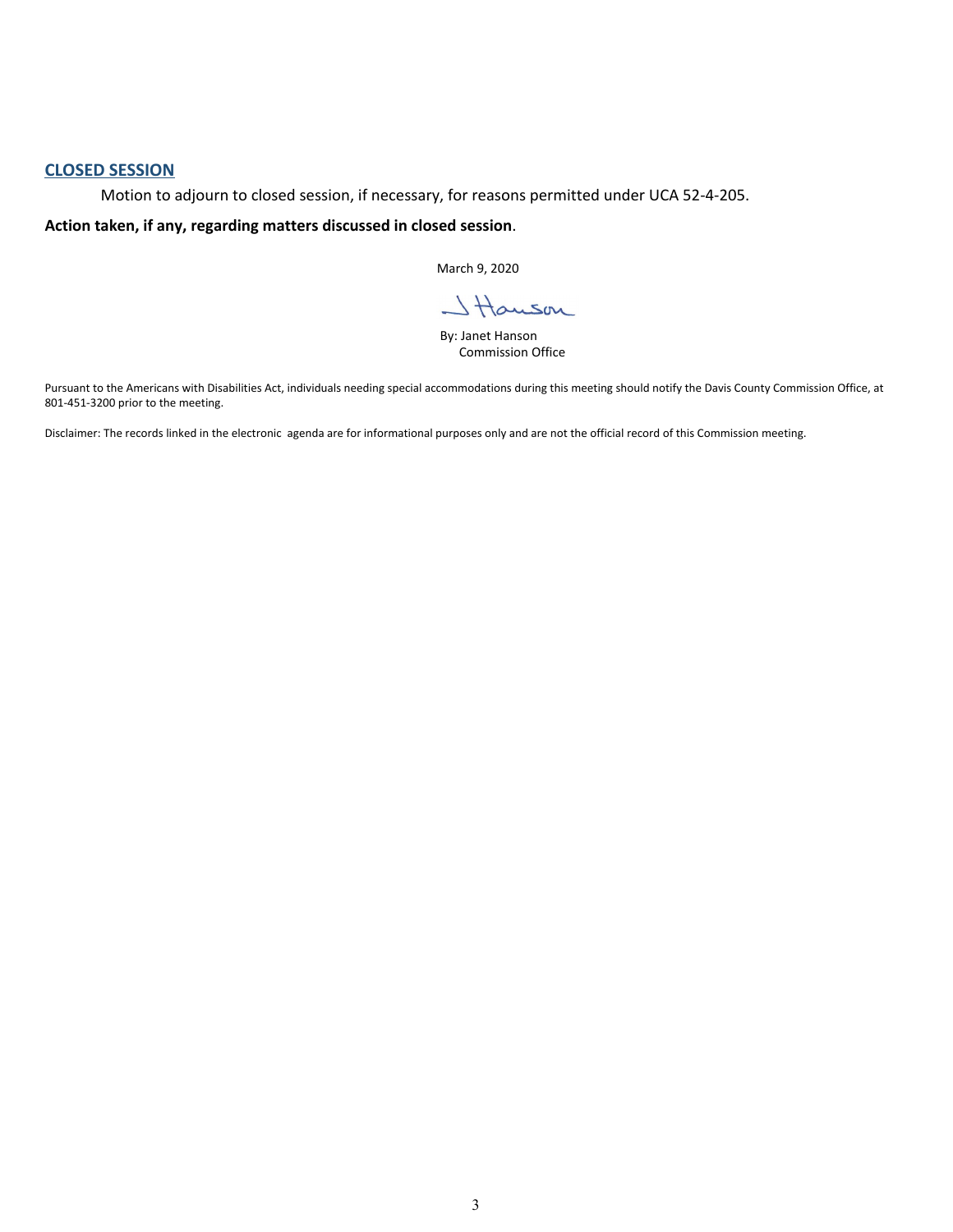## CLOSED SESSION

Motion to adjourn to closed session, if necessary, for reasons permitted under UCA 52-4-205.

**Action taken, if any, regarding matters discussed in closed session**.

March 9, 2020

J Hanson

By: Janet Hanson
Commission Office

Pursuant to the Americans with Disabilities Act, individuals needing special accommodations during this meeting should notify the Davis County Commission Office, at 801-451-3200 prior to the meeting.

Disclaimer: The records linked in the electronic agenda are for informational purposes only and are not the official record of this Commission meeting.